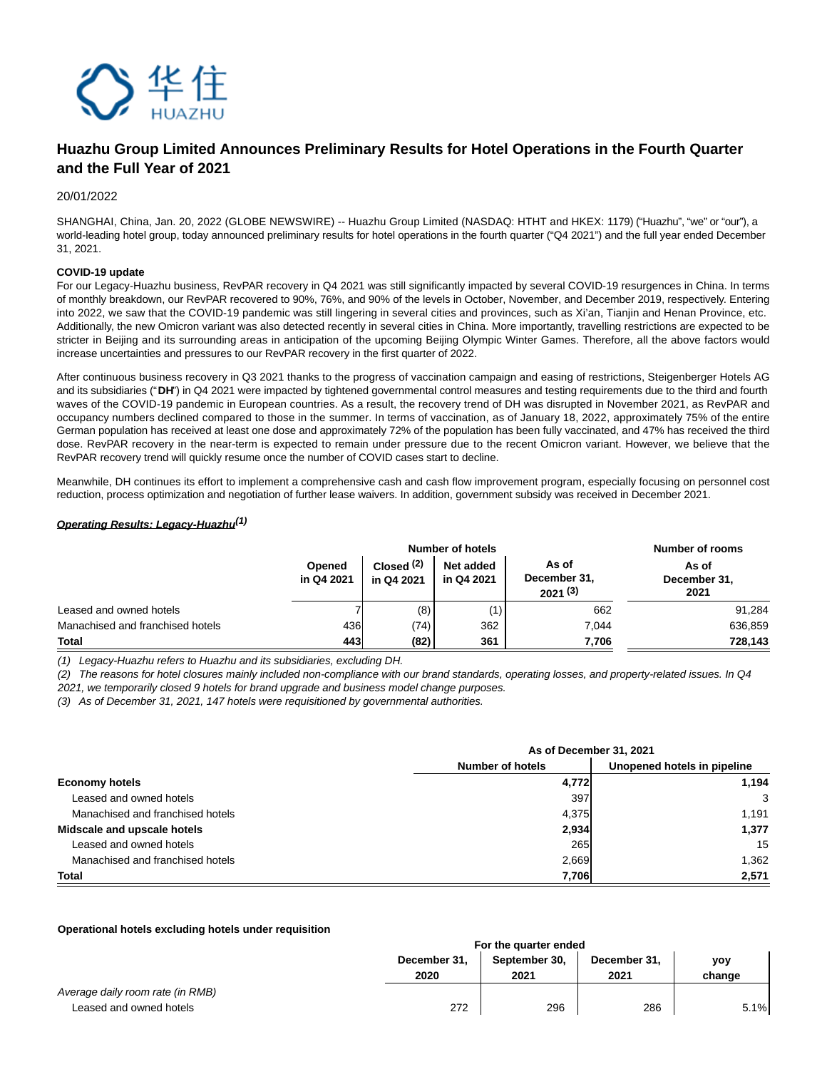华住 HUAZHU

# Huazhu Group Limited Announces Preliminary Results for Hotel Operations in the Fourth Quarter and the Full Year of 2021

20/01/2022

SHANGHAI, China, Jan. 20, 2022 (GLOBE NEWSWIRE) -- Huazhu Group Limited (NASDAQ: HTHT and HKEX: 1179) ("Huazhu", "we" or "our"), a world-leading hotel group, today announced preliminary results for hotel operations in the fourth quarter ("Q4 2021") and the full year ended December 31, 2021.

**COVID-19 update**

For our Legacy-Huazhu business, RevPAR recovery in Q4 2021 was still significantly impacted by several COVID-19 resurgences in China. In terms of monthly breakdown, our RevPAR recovered to 90%, 76%, and 90% of the levels in October, November, and December 2019, respectively. Entering into 2022, we saw that the COVID-19 pandemic was still lingering in several cities and provinces, such as Xi'an, Tianjin and Henan Province, etc. Additionally, the new Omicron variant was also detected recently in several cities in China. More importantly, travelling restrictions are expected to be stricter in Beijing and its surrounding areas in anticipation of the upcoming Beijing Olympic Winter Games. Therefore, all the above factors would increase uncertainties and pressures to our RevPAR recovery in the first quarter of 2022.

After continuous business recovery in Q3 2021 thanks to the progress of vaccination campaign and easing of restrictions, Steigenberger Hotels AG and its subsidiaries ("**DH**") in Q4 2021 were impacted by tightened governmental control measures and testing requirements due to the third and fourth waves of the COVID-19 pandemic in European countries. As a result, the recovery trend of DH was disrupted in November 2021, as RevPAR and occupancy numbers declined compared to those in the summer. In terms of vaccination, as of January 18, 2022, approximately 75% of the entire German population has received at least one dose and approximately 72% of the population has been fully vaccinated, and 47% has received the third dose. RevPAR recovery in the near-term is expected to remain under pressure due to the recent Omicron variant. However, we believe that the RevPAR recovery trend will quickly resume once the number of COVID cases start to decline.

Meanwhile, DH continues its effort to implement a comprehensive cash and cash flow improvement program, especially focusing on personnel cost reduction, process optimization and negotiation of further lease waivers. In addition, government subsidy was received in December 2021.

***Operating Results: Legacy-Huazhu[(1)]***

| | Number of hotels | | | | Number of rooms |
|---|---|---|---|---|---|
| | Opened in Q4 2021 | Closed [(2)] in Q4 2021 | Net added in Q4 2021 | As of December 31, 2021 [(3)] | As of December 31, 2021 |
| Leased and owned hotels | 7 | (8) | (1) | 662 | 91,284 |
| Manachised and franchised hotels | 436 | (74) | 362 | 7,044 | 636,859 |
| **Total** | **443** | **(82)** | **361** | **7,706** | **728,143** |

*(1) Legacy-Huazhu refers to Huazhu and its subsidiaries, excluding DH.*

*(2) The reasons for hotel closures mainly included non-compliance with our brand standards, operating losses, and property-related issues. In Q4 2021, we temporarily closed 9 hotels for brand upgrade and business model change purposes.*

*(3) As of December 31, 2021, 147 hotels were requisitioned by governmental authorities.*

| | As of December 31, 2021 | |
|---|---|---|
| | Number of hotels | Unopened hotels in pipeline |
| **Economy hotels** | **4,772** | **1,194** |
| Leased and owned hotels | 397 | 3 |
| Manachised and franchised hotels | 4,375 | 1,191 |
| **Midscale and upscale hotels** | **2,934** | **1,377** |
| Leased and owned hotels | 265 | 15 |
| Manachised and franchised hotels | 2,669 | 1,362 |
| **Total** | **7,706** | **2,571** |

**Operational hotels excluding hotels under requisition**

| | For the quarter ended | | | |
|---|---|---|---|---|
| | December 31, 2020 | September 30, 2021 | December 31, 2021 | yoy change |
| *Average daily room rate (in RMB)* | | | | |
| Leased and owned hotels | 272 | 296 | 286 | 5.1% |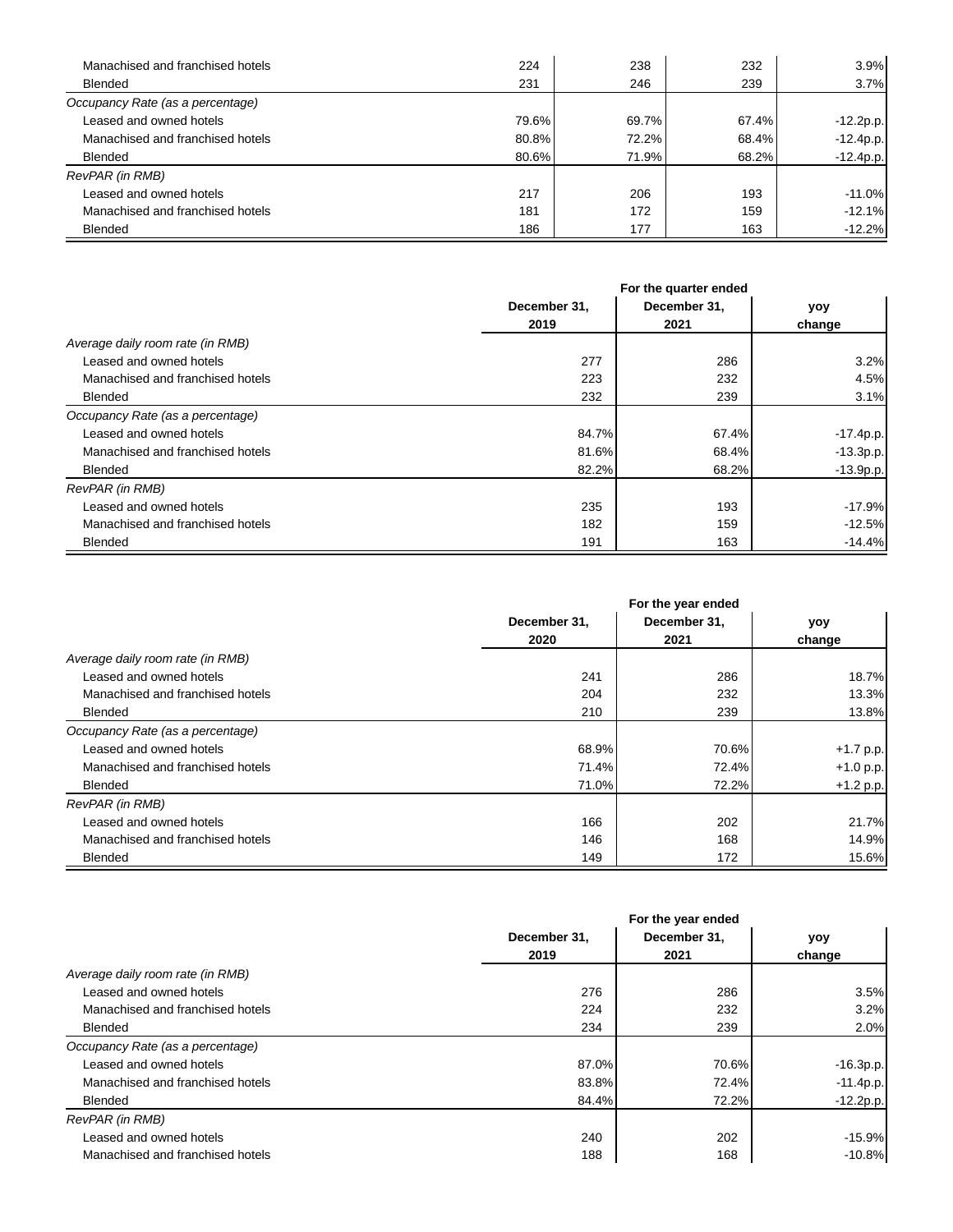| | | | | |
|---|---|---|---|---|
| Manachised and franchised hotels | 224 | 238 | 232 | 3.9% |
| Blended | 231 | 246 | 239 | 3.7% |
| *Occupancy Rate (as a percentage)* | | | | |
| Leased and owned hotels | 79.6% | 69.7% | 67.4% | -12.2p.p. |
| Manachised and franchised hotels | 80.8% | 72.2% | 68.4% | -12.4p.p. |
| Blended | 80.6% | 71.9% | 68.2% | -12.4p.p. |
| *RevPAR (in RMB)* | | | | |
| Leased and owned hotels | 217 | 206 | 193 | -11.0% |
| Manachised and franchised hotels | 181 | 172 | 159 | -12.1% |
| Blended | 186 | 177 | 163 | -12.2% |

| | For the quarter ended | | |
|---|---|---|---|
| | **December 31, 2019** | **December 31, 2021** | **yoy change** |
| *Average daily room rate (in RMB)* | | | |
| Leased and owned hotels | 277 | 286 | 3.2% |
| Manachised and franchised hotels | 223 | 232 | 4.5% |
| Blended | 232 | 239 | 3.1% |
| *Occupancy Rate (as a percentage)* | | | |
| Leased and owned hotels | 84.7% | 67.4% | -17.4p.p. |
| Manachised and franchised hotels | 81.6% | 68.4% | -13.3p.p. |
| Blended | 82.2% | 68.2% | -13.9p.p. |
| *RevPAR (in RMB)* | | | |
| Leased and owned hotels | 235 | 193 | -17.9% |
| Manachised and franchised hotels | 182 | 159 | -12.5% |
| Blended | 191 | 163 | -14.4% |

| | For the year ended | | |
|---|---|---|---|
| | **December 31, 2020** | **December 31, 2021** | **yoy change** |
| *Average daily room rate (in RMB)* | | | |
| Leased and owned hotels | 241 | 286 | 18.7% |
| Manachised and franchised hotels | 204 | 232 | 13.3% |
| Blended | 210 | 239 | 13.8% |
| *Occupancy Rate (as a percentage)* | | | |
| Leased and owned hotels | 68.9% | 70.6% | +1.7 p.p. |
| Manachised and franchised hotels | 71.4% | 72.4% | +1.0 p.p. |
| Blended | 71.0% | 72.2% | +1.2 p.p. |
| *RevPAR (in RMB)* | | | |
| Leased and owned hotels | 166 | 202 | 21.7% |
| Manachised and franchised hotels | 146 | 168 | 14.9% |
| Blended | 149 | 172 | 15.6% |

| | For the year ended | | |
|---|---|---|---|
| | **December 31, 2019** | **December 31, 2021** | **yoy change** |
| *Average daily room rate (in RMB)* | | | |
| Leased and owned hotels | 276 | 286 | 3.5% |
| Manachised and franchised hotels | 224 | 232 | 3.2% |
| Blended | 234 | 239 | 2.0% |
| *Occupancy Rate (as a percentage)* | | | |
| Leased and owned hotels | 87.0% | 70.6% | -16.3p.p. |
| Manachised and franchised hotels | 83.8% | 72.4% | -11.4p.p. |
| Blended | 84.4% | 72.2% | -12.2p.p. |
| *RevPAR (in RMB)* | | | |
| Leased and owned hotels | 240 | 202 | -15.9% |
| Manachised and franchised hotels | 188 | 168 | -10.8% |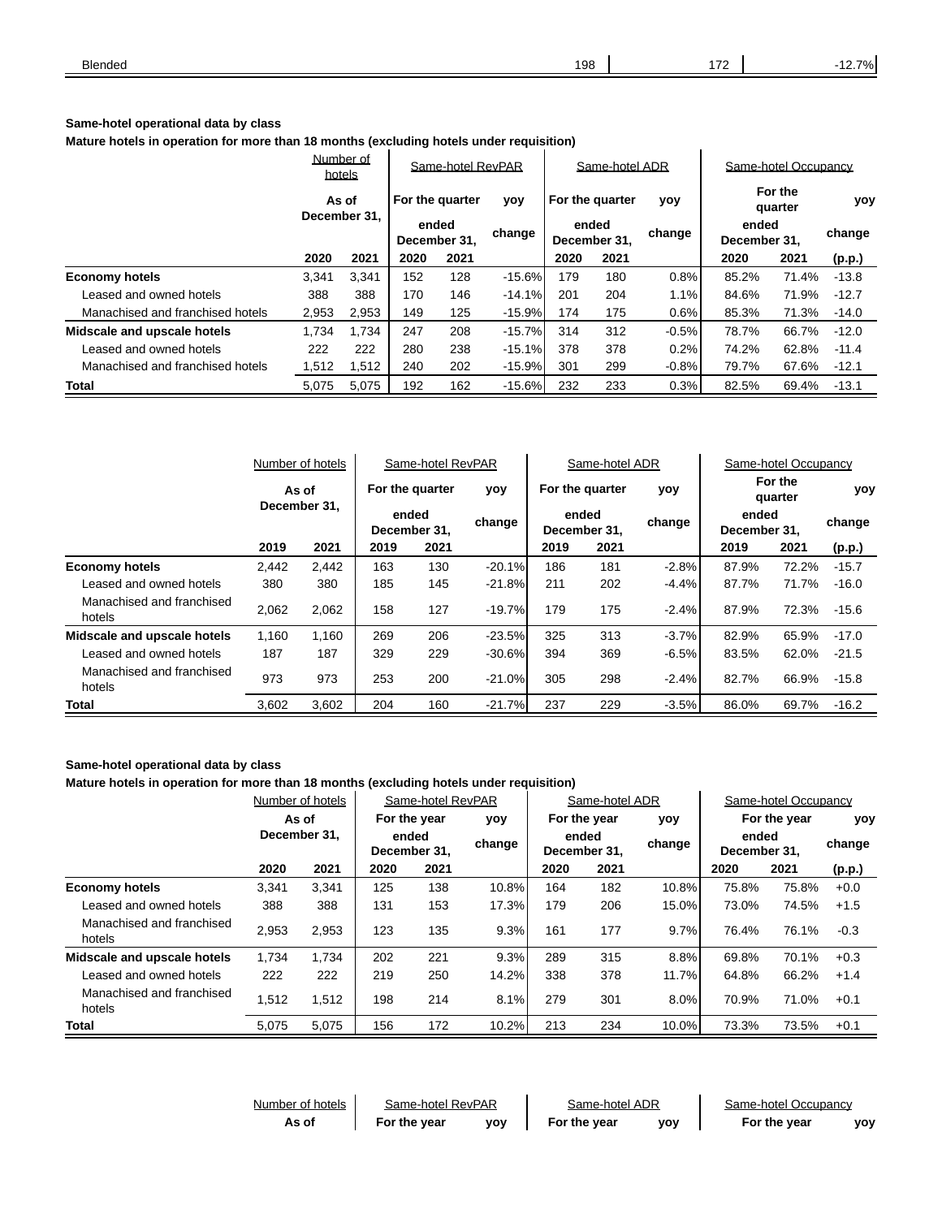| Blended | 198 | 172 | -12.7% |
|---|---|---|---|

**Same-hotel operational data by class**

**Mature hotels in operation for more than 18 months (excluding hotels under requisition)**

| | Number of hotels | | Same-hotel RevPAR | | | Same-hotel ADR | | | Same-hotel Occupancy | | |
|---|---|---|---|---|---|---|---|---|---|---|---|
| | As of December 31, | | For the quarter ended December 31, | | yoy change | For the quarter ended December 31, | | yoy change | For the quarter ended December 31, | | yoy change |
| | 2020 | 2021 | 2020 | 2021 | | 2020 | 2021 | | 2020 | 2021 | (p.p.) |
| **Economy hotels** | 3,341 | 3,341 | 152 | 128 | -15.6% | 179 | 180 | 0.8% | 85.2% | 71.4% | -13.8 |
| Leased and owned hotels | 388 | 388 | 170 | 146 | -14.1% | 201 | 204 | 1.1% | 84.6% | 71.9% | -12.7 |
| Manachised and franchised hotels | 2,953 | 2,953 | 149 | 125 | -15.9% | 174 | 175 | 0.6% | 85.3% | 71.3% | -14.0 |
| **Midscale and upscale hotels** | 1,734 | 1,734 | 247 | 208 | -15.7% | 314 | 312 | -0.5% | 78.7% | 66.7% | -12.0 |
| Leased and owned hotels | 222 | 222 | 280 | 238 | -15.1% | 378 | 378 | 0.2% | 74.2% | 62.8% | -11.4 |
| Manachised and franchised hotels | 1,512 | 1,512 | 240 | 202 | -15.9% | 301 | 299 | -0.8% | 79.7% | 67.6% | -12.1 |
| **Total** | 5,075 | 5,075 | 192 | 162 | -15.6% | 232 | 233 | 0.3% | 82.5% | 69.4% | -13.1 |

| | Number of hotels | | Same-hotel RevPAR | | | Same-hotel ADR | | | Same-hotel Occupancy | | |
|---|---|---|---|---|---|---|---|---|---|---|---|
| | As of December 31, | | For the quarter ended December 31, | | yoy change | For the quarter ended December 31, | | yoy change | For the quarter ended December 31, | | yoy change |
| | 2019 | 2021 | 2019 | 2021 | | 2019 | 2021 | | 2019 | 2021 | (p.p.) |
| **Economy hotels** | 2,442 | 2,442 | 163 | 130 | -20.1% | 186 | 181 | -2.8% | 87.9% | 72.2% | -15.7 |
| Leased and owned hotels | 380 | 380 | 185 | 145 | -21.8% | 211 | 202 | -4.4% | 87.7% | 71.7% | -16.0 |
| Manachised and franchised hotels | 2,062 | 2,062 | 158 | 127 | -19.7% | 179 | 175 | -2.4% | 87.9% | 72.3% | -15.6 |
| **Midscale and upscale hotels** | 1,160 | 1,160 | 269 | 206 | -23.5% | 325 | 313 | -3.7% | 82.9% | 65.9% | -17.0 |
| Leased and owned hotels | 187 | 187 | 329 | 229 | -30.6% | 394 | 369 | -6.5% | 83.5% | 62.0% | -21.5 |
| Manachised and franchised hotels | 973 | 973 | 253 | 200 | -21.0% | 305 | 298 | -2.4% | 82.7% | 66.9% | -15.8 |
| **Total** | 3,602 | 3,602 | 204 | 160 | -21.7% | 237 | 229 | -3.5% | 86.0% | 69.7% | -16.2 |

**Same-hotel operational data by class**

**Mature hotels in operation for more than 18 months (excluding hotels under requisition)**

| | Number of hotels | | Same-hotel RevPAR | | | Same-hotel ADR | | | Same-hotel Occupancy | | |
|---|---|---|---|---|---|---|---|---|---|---|---|
| | As of December 31, | | For the year ended December 31, | | yoy change | For the year ended December 31, | | yoy change | For the year ended December 31, | | yoy change |
| | 2020 | 2021 | 2020 | 2021 | | 2020 | 2021 | | 2020 | 2021 | (p.p.) |
| **Economy hotels** | 3,341 | 3,341 | 125 | 138 | 10.8% | 164 | 182 | 10.8% | 75.8% | 75.8% | +0.0 |
| Leased and owned hotels | 388 | 388 | 131 | 153 | 17.3% | 179 | 206 | 15.0% | 73.0% | 74.5% | +1.5 |
| Manachised and franchised hotels | 2,953 | 2,953 | 123 | 135 | 9.3% | 161 | 177 | 9.7% | 76.4% | 76.1% | -0.3 |
| **Midscale and upscale hotels** | 1,734 | 1,734 | 202 | 221 | 9.3% | 289 | 315 | 8.8% | 69.8% | 70.1% | +0.3 |
| Leased and owned hotels | 222 | 222 | 219 | 250 | 14.2% | 338 | 378 | 11.7% | 64.8% | 66.2% | +1.4 |
| Manachised and franchised hotels | 1,512 | 1,512 | 198 | 214 | 8.1% | 279 | 301 | 8.0% | 70.9% | 71.0% | +0.1 |
| **Total** | 5,075 | 5,075 | 156 | 172 | 10.2% | 213 | 234 | 10.0% | 73.3% | 73.5% | +0.1 |

| Number of hotels | Same-hotel RevPAR | | Same-hotel ADR | | Same-hotel Occupancy | |
|---|---|---|---|---|---|---|
| As of | For the year | yoy | For the year | yoy | For the year | yoy |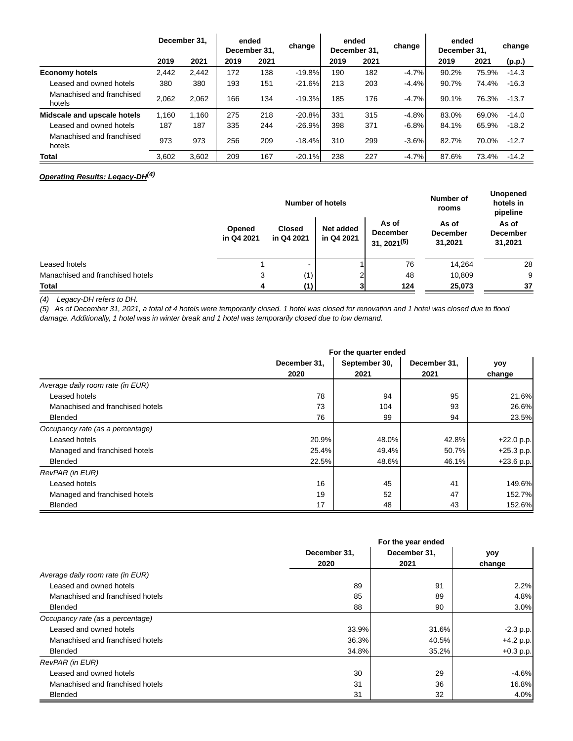| | December 31, | | ended December 31, | | change | ended December 31, | | change | ended December 31, | | change |
|---|---|---|---|---|---|---|---|---|---|---|---|
| | 2019 | 2021 | 2019 | 2021 | | 2019 | 2021 | | 2019 | 2021 | (p.p.) |
| **Economy hotels** | 2,442 | 2,442 | 172 | 138 | -19.8% | 190 | 182 | -4.7% | 90.2% | 75.9% | -14.3 |
| Leased and owned hotels | 380 | 380 | 193 | 151 | -21.6% | 213 | 203 | -4.4% | 90.7% | 74.4% | -16.3 |
| Manachised and franchised hotels | 2,062 | 2,062 | 166 | 134 | -19.3% | 185 | 176 | -4.7% | 90.1% | 76.3% | -13.7 |
| **Midscale and upscale hotels** | 1,160 | 1,160 | 275 | 218 | -20.8% | 331 | 315 | -4.8% | 83.0% | 69.0% | -14.0 |
| Leased and owned hotels | 187 | 187 | 335 | 244 | -26.9% | 398 | 371 | -6.8% | 84.1% | 65.9% | -18.2 |
| Manachised and franchised hotels | 973 | 973 | 256 | 209 | -18.4% | 310 | 299 | -3.6% | 82.7% | 70.0% | -12.7 |
| **Total** | 3,602 | 3,602 | 209 | 167 | -20.1% | 238 | 227 | -4.7% | 87.6% | 73.4% | -14.2 |

***Operating Results: Legacy-DH[(4)]***

| | Number of hotels | | | | Number of rooms | Unopened hotels in pipeline |
|---|---|---|---|---|---|---|
| | Opened in Q4 2021 | Closed in Q4 2021 | Net added in Q4 2021 | As of December 31, 2021[(5)] | As of December 31,2021 | As of December 31,2021 |
| Leased hotels | 1 | - | 1 | 76 | 14,264 | 28 |
| Manachised and franchised hotels | 3 | (1) | 2 | 48 | 10,809 | 9 |
| **Total** | **4** | **(1)** | **3** | **124** | **25,073** | **37** |

*(4) Legacy-DH refers to DH.*

*(5) As of December 31, 2021, a total of 4 hotels were temporarily closed. 1 hotel was closed for renovation and 1 hotel was closed due to flood damage. Additionally, 1 hotel was in winter break and 1 hotel was temporarily closed due to low demand.*

| | For the quarter ended | | | |
|---|---|---|---|---|
| | December 31, 2020 | September 30, 2021 | December 31, 2021 | yoy change |
| *Average daily room rate (in EUR)* | | | | |
| Leased hotels | 78 | 94 | 95 | 21.6% |
| Manachised and franchised hotels | 73 | 104 | 93 | 26.6% |
| Blended | 76 | 99 | 94 | 23.5% |
| *Occupancy rate (as a percentage)* | | | | |
| Leased hotels | 20.9% | 48.0% | 42.8% | +22.0 p.p. |
| Managed and franchised hotels | 25.4% | 49.4% | 50.7% | +25.3 p.p. |
| Blended | 22.5% | 48.6% | 46.1% | +23.6 p.p. |
| *RevPAR (in EUR)* | | | | |
| Leased hotels | 16 | 45 | 41 | 149.6% |
| Managed and franchised hotels | 19 | 52 | 47 | 152.7% |
| Blended | 17 | 48 | 43 | 152.6% |

| | For the year ended | | |
|---|---|---|---|
| | December 31, 2020 | December 31, 2021 | yoy change |
| *Average daily room rate (in EUR)* | | | |
| Leased and owned hotels | 89 | 91 | 2.2% |
| Manachised and franchised hotels | 85 | 89 | 4.8% |
| Blended | 88 | 90 | 3.0% |
| *Occupancy rate (as a percentage)* | | | |
| Leased and owned hotels | 33.9% | 31.6% | -2.3 p.p. |
| Manachised and franchised hotels | 36.3% | 40.5% | +4.2 p.p. |
| Blended | 34.8% | 35.2% | +0.3 p.p. |
| *RevPAR (in EUR)* | | | |
| Leased and owned hotels | 30 | 29 | -4.6% |
| Manachised and franchised hotels | 31 | 36 | 16.8% |
| Blended | 31 | 32 | 4.0% |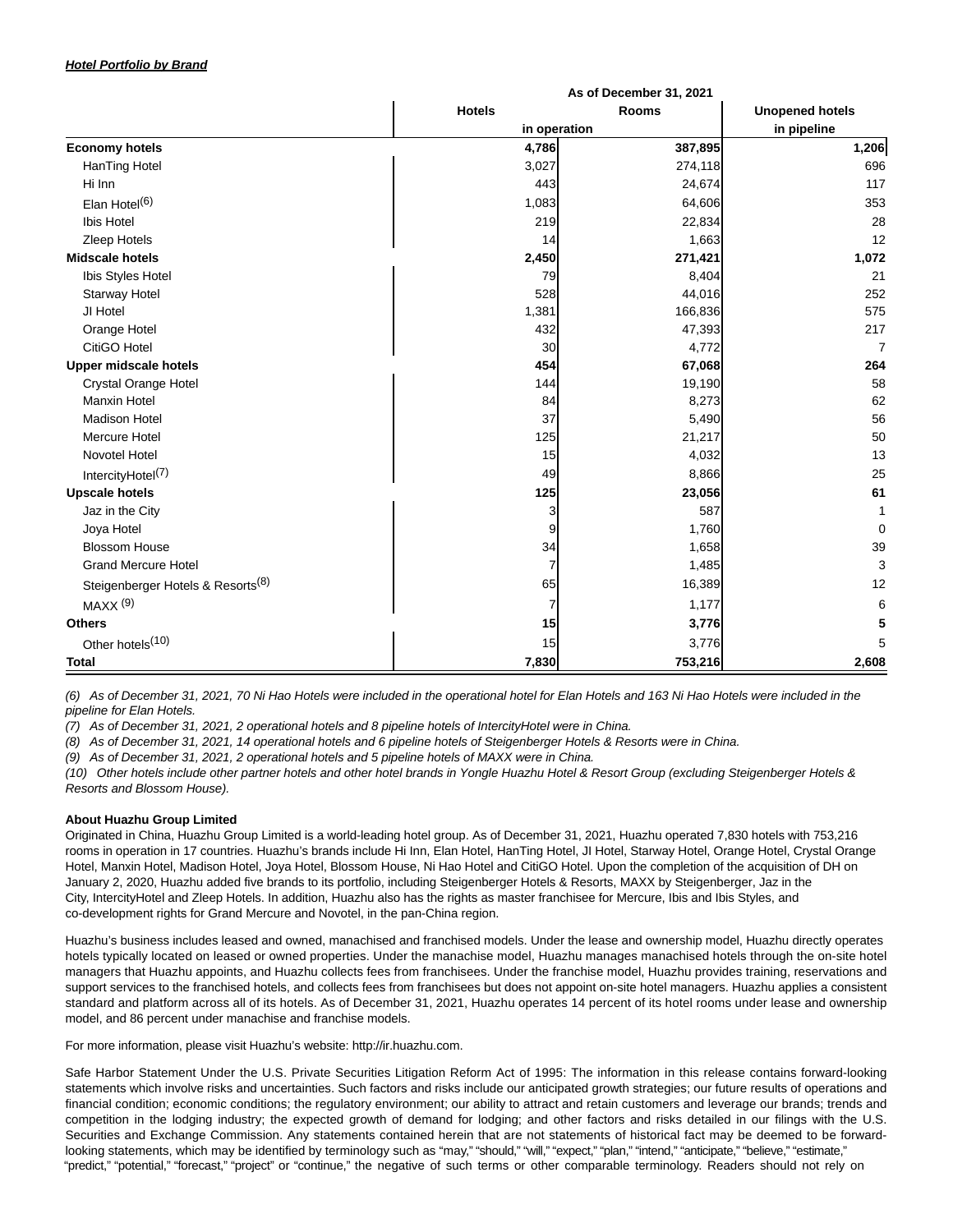***Hotel Portfolio by Brand***

| | As of December 31, 2021 | | |
|---|---|---|---|
| | Hotels | Rooms | Unopened hotels |
| | in operation | | in pipeline |
| **Economy hotels** | **4,786** | **387,895** | **1,206** |
| HanTing Hotel | 3,027 | 274,118 | 696 |
| Hi Inn | 443 | 24,674 | 117 |
| Elan Hotel[6] | 1,083 | 64,606 | 353 |
| Ibis Hotel | 219 | 22,834 | 28 |
| Zleep Hotels | 14 | 1,663 | 12 |
| **Midscale hotels** | **2,450** | **271,421** | **1,072** |
| Ibis Styles Hotel | 79 | 8,404 | 21 |
| Starway Hotel | 528 | 44,016 | 252 |
| JI Hotel | 1,381 | 166,836 | 575 |
| Orange Hotel | 432 | 47,393 | 217 |
| CitiGO Hotel | 30 | 4,772 | 7 |
| **Upper midscale hotels** | **454** | **67,068** | **264** |
| Crystal Orange Hotel | 144 | 19,190 | 58 |
| Manxin Hotel | 84 | 8,273 | 62 |
| Madison Hotel | 37 | 5,490 | 56 |
| Mercure Hotel | 125 | 21,217 | 50 |
| Novotel Hotel | 15 | 4,032 | 13 |
| IntercityHotel[7] | 49 | 8,866 | 25 |
| **Upscale hotels** | **125** | **23,056** | **61** |
| Jaz in the City | 3 | 587 | 1 |
| Joya Hotel | 9 | 1,760 | 0 |
| Blossom House | 34 | 1,658 | 39 |
| Grand Mercure Hotel | 7 | 1,485 | 3 |
| Steigenberger Hotels & Resorts[8] | 65 | 16,389 | 12 |
| MAXX [9] | 7 | 1,177 | 6 |
| **Others** | **15** | **3,776** | **5** |
| Other hotels[10] | 15 | 3,776 | 5 |
| **Total** | **7,830** | **753,216** | **2,608** |

*(6) As of December 31, 2021, 70 Ni Hao Hotels were included in the operational hotel for Elan Hotels and 163 Ni Hao Hotels were included in the pipeline for Elan Hotels.*

*(7) As of December 31, 2021, 2 operational hotels and 8 pipeline hotels of IntercityHotel were in China.*

*(8) As of December 31, 2021, 14 operational hotels and 6 pipeline hotels of Steigenberger Hotels & Resorts were in China.*

*(9) As of December 31, 2021, 2 operational hotels and 5 pipeline hotels of MAXX were in China.*

*(10) Other hotels include other partner hotels and other hotel brands in Yongle Huazhu Hotel & Resort Group (excluding Steigenberger Hotels & Resorts and Blossom House).*

**About Huazhu Group Limited**

Originated in China, Huazhu Group Limited is a world-leading hotel group. As of December 31, 2021, Huazhu operated 7,830 hotels with 753,216 rooms in operation in 17 countries. Huazhu's brands include Hi Inn, Elan Hotel, HanTing Hotel, JI Hotel, Starway Hotel, Orange Hotel, Crystal Orange Hotel, Manxin Hotel, Madison Hotel, Joya Hotel, Blossom House, Ni Hao Hotel and CitiGO Hotel. Upon the completion of the acquisition of DH on January 2, 2020, Huazhu added five brands to its portfolio, including Steigenberger Hotels & Resorts, MAXX by Steigenberger, Jaz in the City, IntercityHotel and Zleep Hotels. In addition, Huazhu also has the rights as master franchisee for Mercure, Ibis and Ibis Styles, and co-development rights for Grand Mercure and Novotel, in the pan-China region.

Huazhu's business includes leased and owned, manachised and franchised models. Under the lease and ownership model, Huazhu directly operates hotels typically located on leased or owned properties. Under the manachise model, Huazhu manages manachised hotels through the on-site hotel managers that Huazhu appoints, and Huazhu collects fees from franchisees. Under the franchise model, Huazhu provides training, reservations and support services to the franchised hotels, and collects fees from franchisees but does not appoint on-site hotel managers. Huazhu applies a consistent standard and platform across all of its hotels. As of December 31, 2021, Huazhu operates 14 percent of its hotel rooms under lease and ownership model, and 86 percent under manachise and franchise models.

For more information, please visit Huazhu's website: http://ir.huazhu.com.

Safe Harbor Statement Under the U.S. Private Securities Litigation Reform Act of 1995: The information in this release contains forward-looking statements which involve risks and uncertainties. Such factors and risks include our anticipated growth strategies; our future results of operations and financial condition; economic conditions; the regulatory environment; our ability to attract and retain customers and leverage our brands; trends and competition in the lodging industry; the expected growth of demand for lodging; and other factors and risks detailed in our filings with the U.S. Securities and Exchange Commission. Any statements contained herein that are not statements of historical fact may be deemed to be forward-looking statements, which may be identified by terminology such as "may," "should," "will," "expect," "plan," "intend," "anticipate," "believe," "estimate," "predict," "potential," "forecast," "project" or "continue," the negative of such terms or other comparable terminology. Readers should not rely on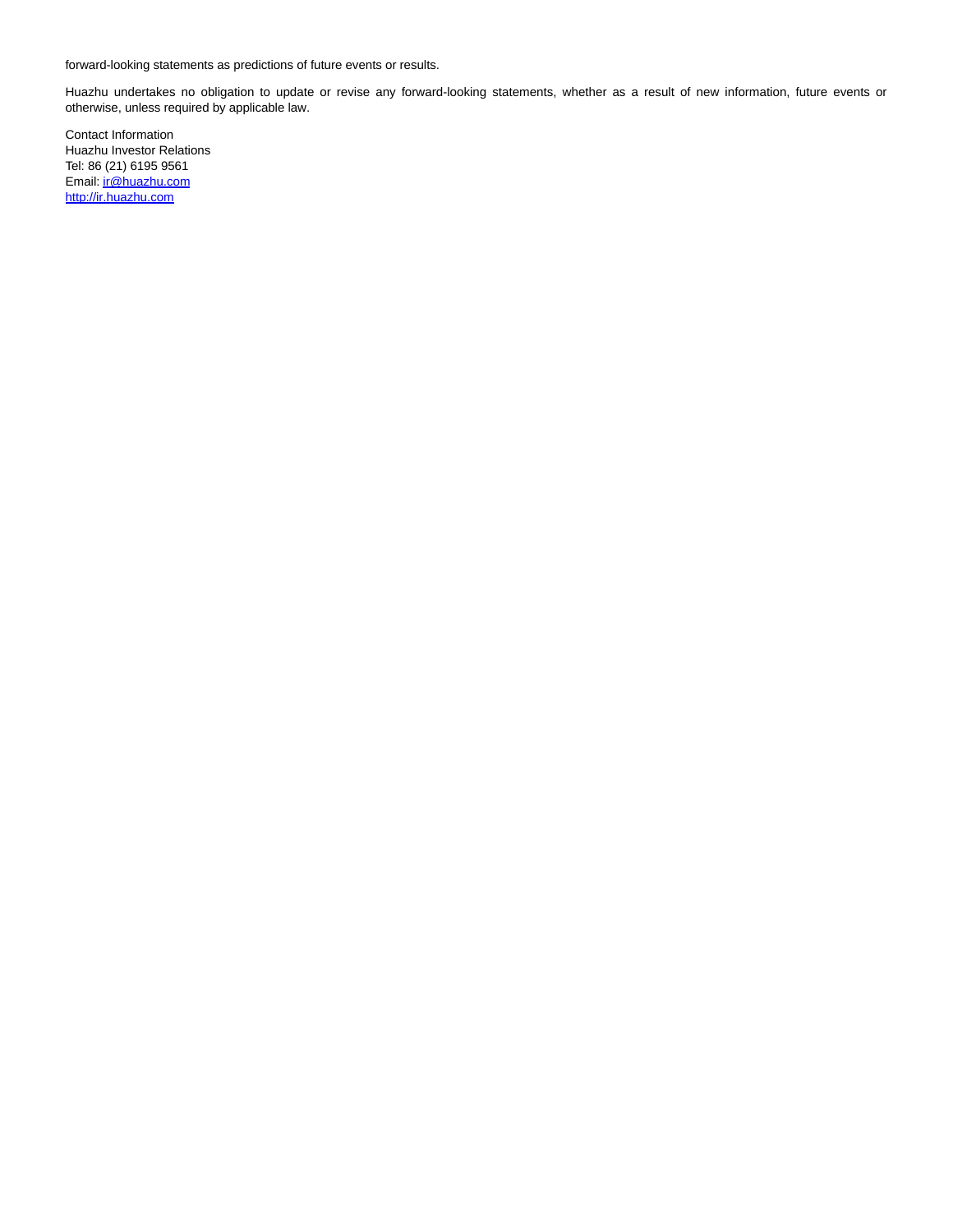forward-looking statements as predictions of future events or results.

Huazhu undertakes no obligation to update or revise any forward-looking statements, whether as a result of new information, future events or otherwise, unless required by applicable law.

Contact Information
Huazhu Investor Relations
Tel: 86 (21) 6195 9561
Email: ir@huazhu.com
http://ir.huazhu.com